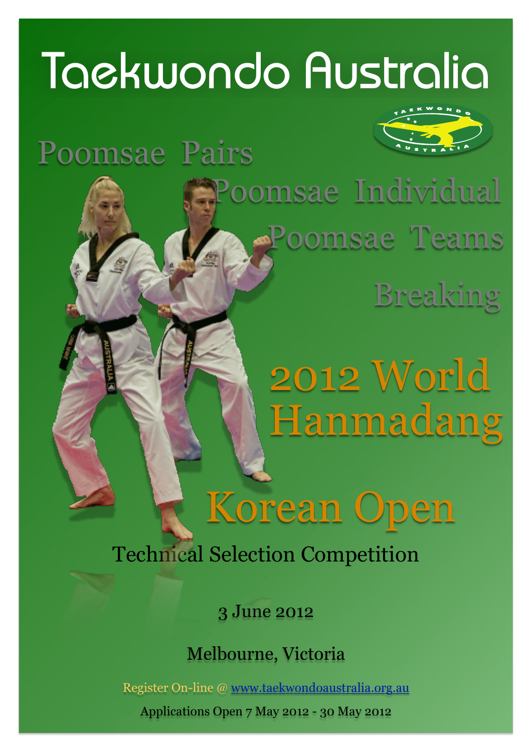# Taekwondo Australia

Poomsae Pairs

Poomsae Individual

Poomsae Teams

Breaking

## 2012 World Hanmadang

## Korean Open

Technical Selection Competition

3 June 2012

Melbourne, Victoria

Register On-line @ www.taekwondoaustralia.org.au

Applications Open 7 May 2012 - 30 May 2012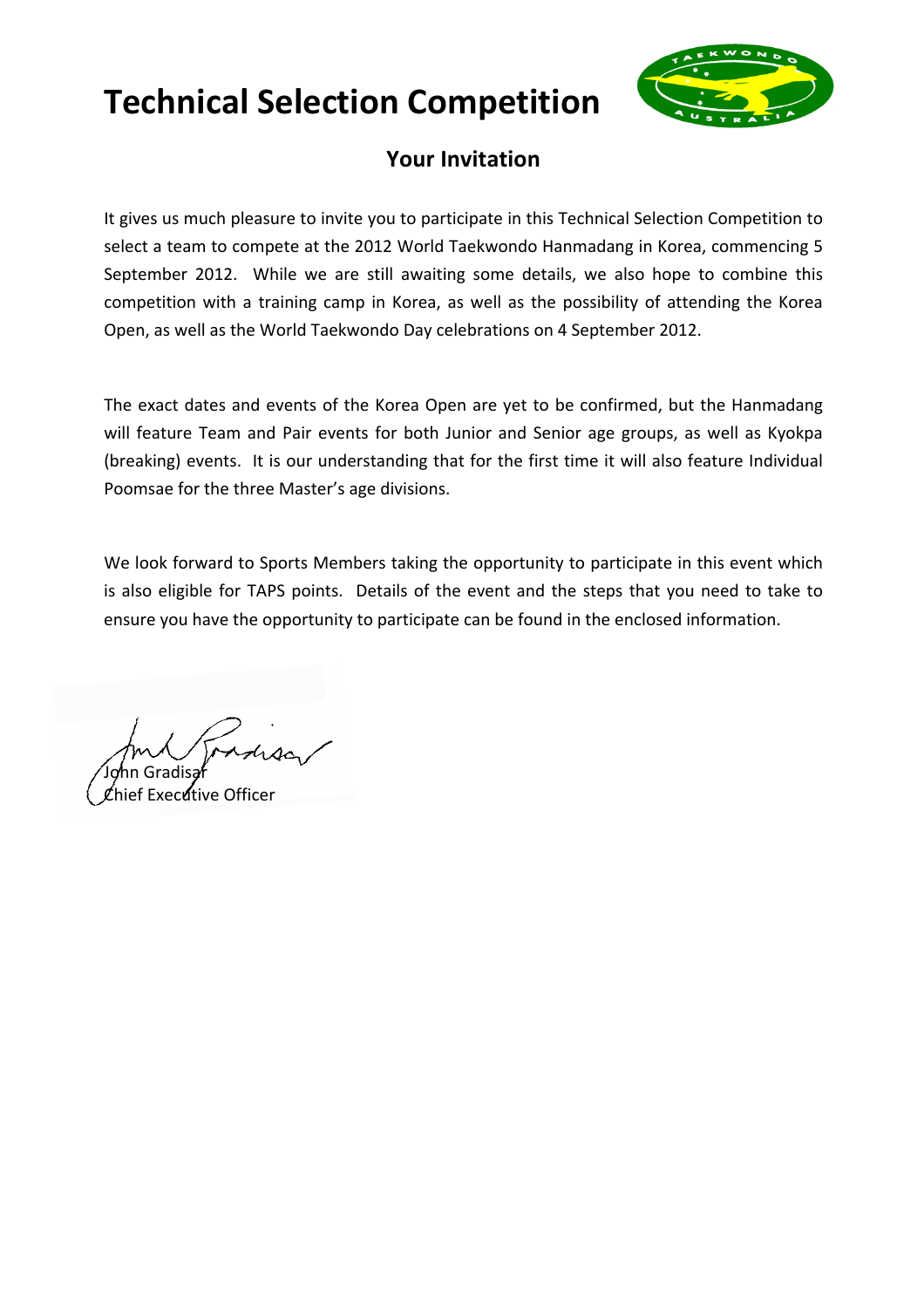# Technical Selection Competition

## Your Invitation

It gives us much pleasure to invite you to participate in this Technical Selection Competition to select a team to compete at the 2012 World Taekwondo Hanmadang in Korea, commencing 5 September 2012. While we are still awaiting some details, we also hope to combine this competition with a training camp in Korea, as well as the possibility of attending the Korea Open, as well as the World Taekwondo Day celebrations on 4 September 2012.

The exact dates and events of the Korea Open are yet to be confirmed, but the Hanmadang will feature Team and Pair events for both Junior and Senior age groups, as well as Kyokpa (breaking) events. It is our understanding that for the first time it will also feature Individual Poomsae for the three Master's age divisions.

We look forward to Sports Members taking the opportunity to participate in this event which is also eligible for TAPS points. Details of the event and the steps that you need to take to ensure you have the opportunity to participate can be found in the enclosed information.

John Gradisar
Chief Executive Officer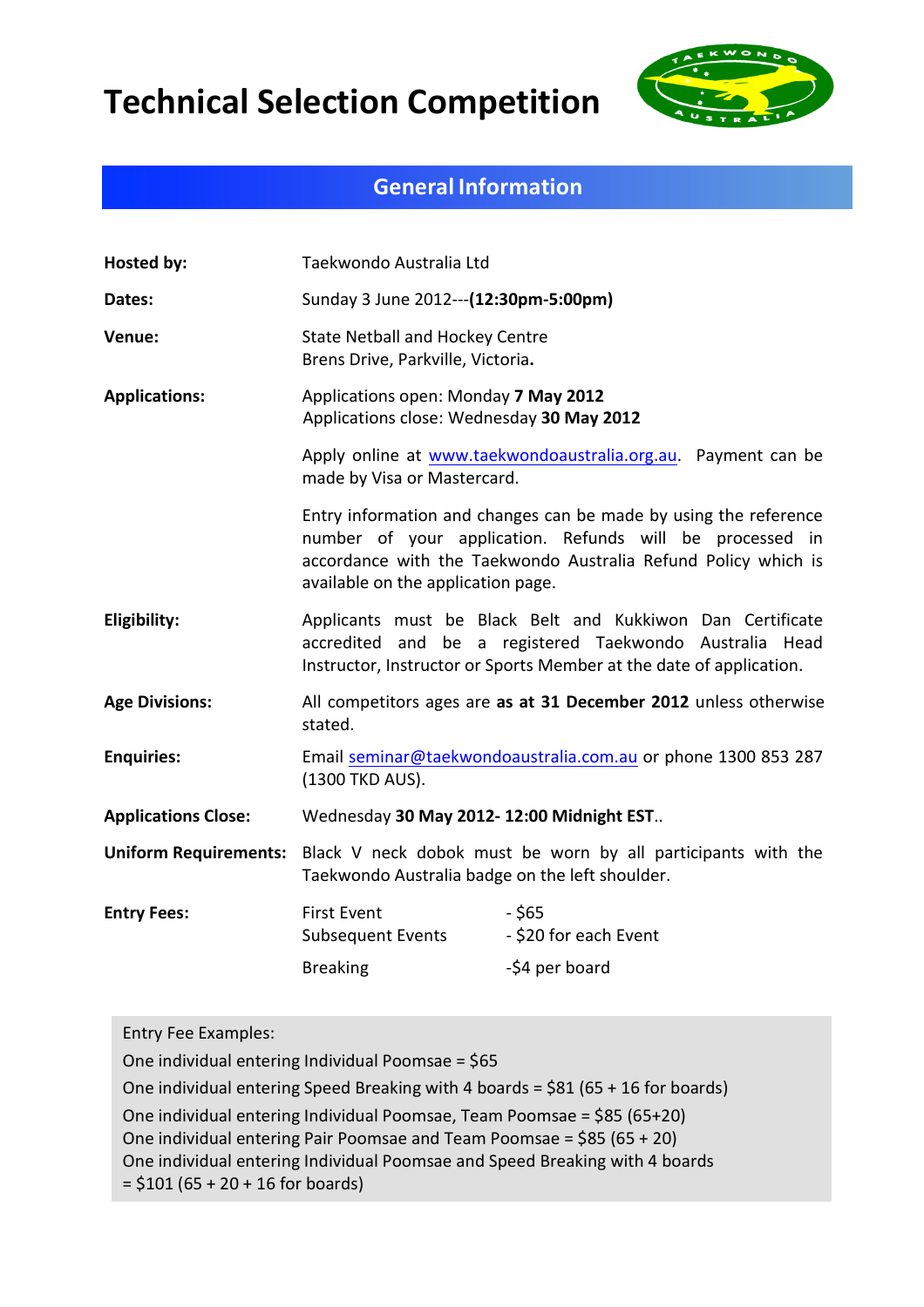# Technical Selection Competition

## General Information

**Hosted by:** Taekwondo Australia Ltd

**Dates:** Sunday 3 June 2012---**(12:30pm-5:00pm)**

**Venue:** State Netball and Hockey Centre
Brens Drive, Parkville, Victoria**.**

**Applications:** Applications open: Monday **7 May 2012**
Applications close: Wednesday **30 May 2012**

Apply online at [www.taekwondoaustralia.org.au](http://www.taekwondoaustralia.org.au). Payment can be made by Visa or Mastercard.

Entry information and changes can be made by using the reference number of your application. Refunds will be processed in accordance with the Taekwondo Australia Refund Policy which is available on the application page.

**Eligibility:** Applicants must be Black Belt and Kukkiwon Dan Certificate accredited and be a registered Taekwondo Australia Head Instructor, Instructor or Sports Member at the date of application.

**Age Divisions:** All competitors ages are **as at 31 December 2012** unless otherwise stated.

**Enquiries:** Email [seminar@taekwondoaustralia.com.au](mailto:seminar@taekwondoaustralia.com.au) or phone 1300 853 287 (1300 TKD AUS).

**Applications Close:** Wednesday **30 May 2012- 12:00 Midnight EST**..

**Uniform Requirements:** Black V neck dobok must be worn by all participants with the Taekwondo Australia badge on the left shoulder.

**Entry Fees:**

| | |
|---|---|
| First Event | - $65 |
| Subsequent Events | - $20 for each Event |
| Breaking | -$4 per board |

Entry Fee Examples:

One individual entering Individual Poomsae = $65

One individual entering Speed Breaking with 4 boards = $81 (65 + 16 for boards)

One individual entering Individual Poomsae, Team Poomsae = $85 (65+20)

One individual entering Pair Poomsae and Team Poomsae = $85 (65 + 20)

One individual entering Individual Poomsae and Speed Breaking with 4 boards = $101 (65 + 20 + 16 for boards)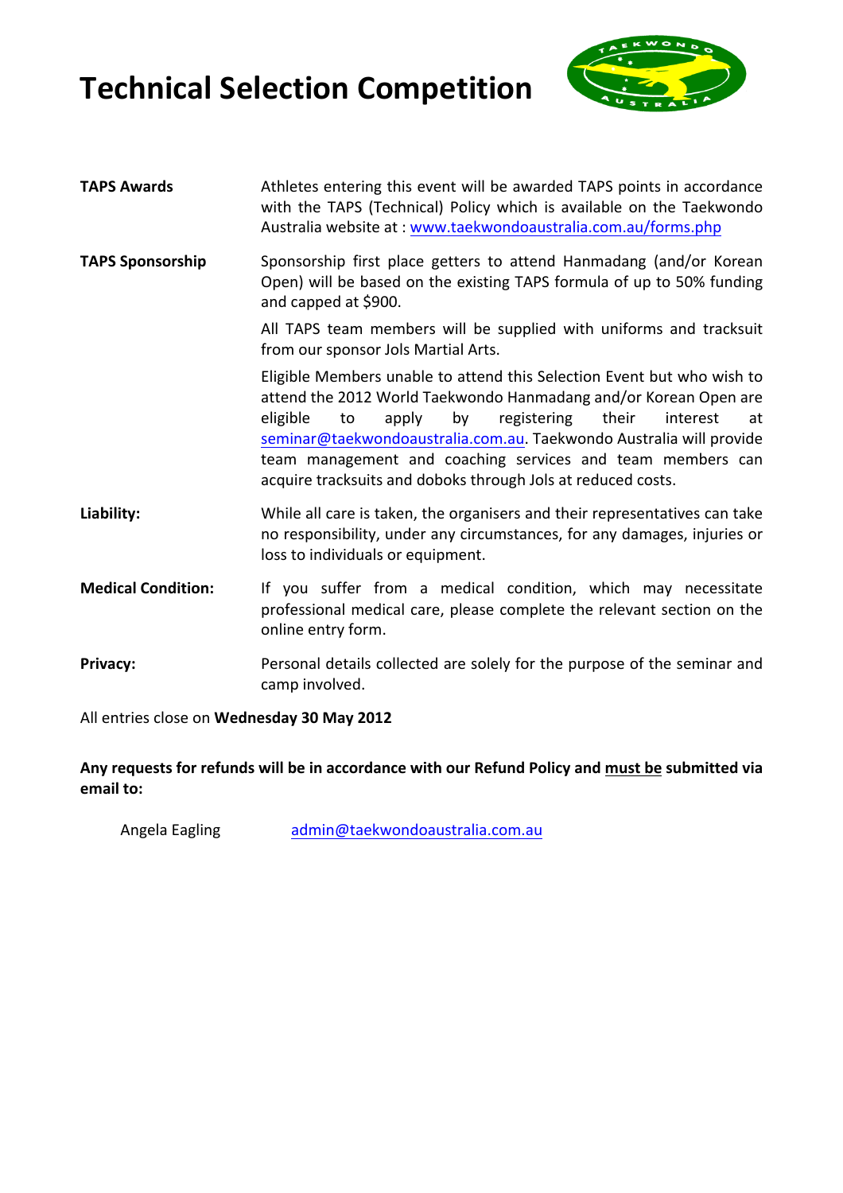# Technical Selection Competition

**TAPS Awards**

Athletes entering this event will be awarded TAPS points in accordance with the TAPS (Technical) Policy which is available on the Taekwondo Australia website at : www.taekwondoaustralia.com.au/forms.php

**TAPS Sponsorship**

Sponsorship first place getters to attend Hanmadang (and/or Korean Open) will be based on the existing TAPS formula of up to 50% funding and capped at $900.

All TAPS team members will be supplied with uniforms and tracksuit from our sponsor Jols Martial Arts.

Eligible Members unable to attend this Selection Event but who wish to attend the 2012 World Taekwondo Hanmadang and/or Korean Open are eligible to apply by registering their interest at seminar@taekwondoaustralia.com.au. Taekwondo Australia will provide team management and coaching services and team members can acquire tracksuits and doboks through Jols at reduced costs.

**Liability:**

While all care is taken, the organisers and their representatives can take no responsibility, under any circumstances, for any damages, injuries or loss to individuals or equipment.

**Medical Condition:**

If you suffer from a medical condition, which may necessitate professional medical care, please complete the relevant section on the online entry form.

**Privacy:**

Personal details collected are solely for the purpose of the seminar and camp involved.

All entries close on **Wednesday 30 May 2012**

**Any requests for refunds will be in accordance with our Refund Policy and must be submitted via email to:**

Angela Eagling admin@taekwondoaustralia.com.au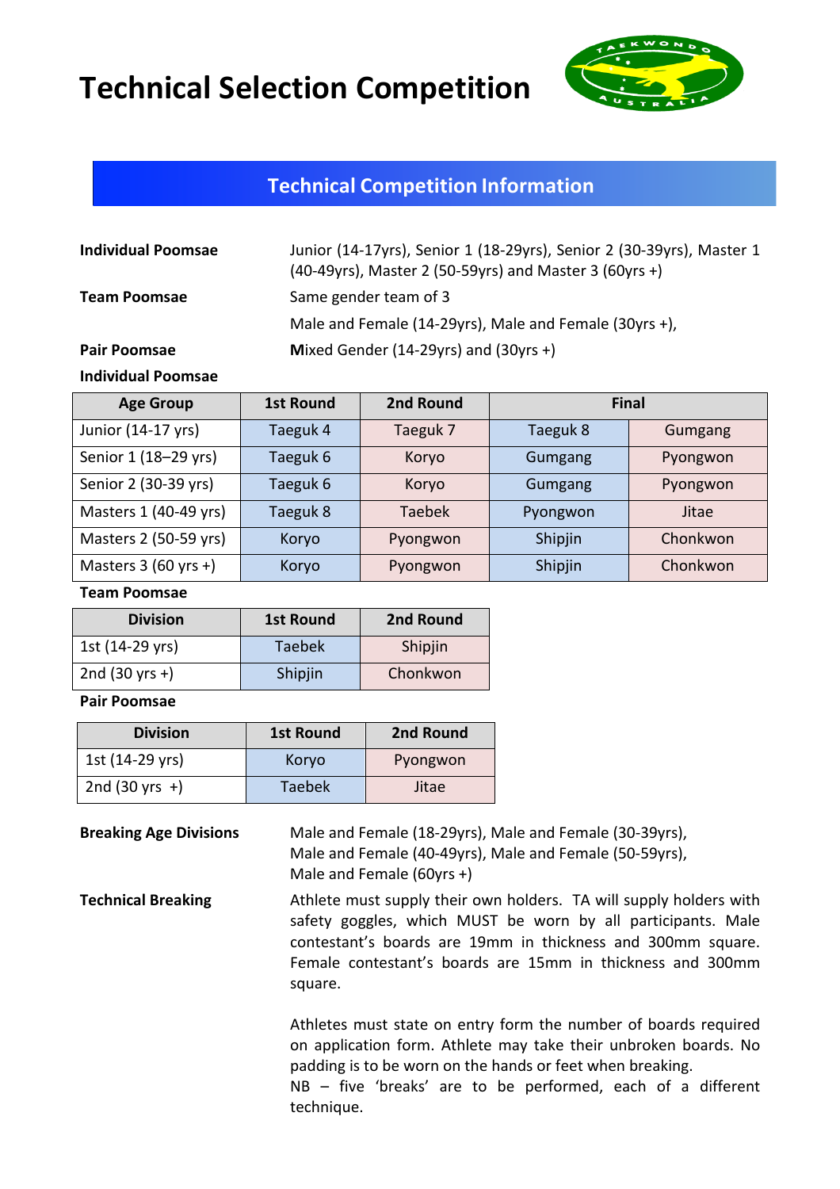# Technical Selection Competition

## Technical Competition Information

**Individual Poomsae** Junior (14-17yrs), Senior 1 (18-29yrs), Senior 2 (30-39yrs), Master 1 (40-49yrs), Master 2 (50-59yrs) and Master 3 (60yrs +)

**Team Poomsae** Same gender team of 3

Male and Female (14-29yrs), Male and Female (30yrs +),

**Pair Poomsae** Mixed Gender (14-29yrs) and (30yrs +)

**Individual Poomsae**

| Age Group | 1st Round | 2nd Round | Final | |
|---|---|---|---|---|
| Junior (14-17 yrs) | Taeguk 4 | Taeguk 7 | Taeguk 8 | Gumgang |
| Senior 1 (18–29 yrs) | Taeguk 6 | Koryo | Gumgang | Pyongwon |
| Senior 2 (30-39 yrs) | Taeguk 6 | Koryo | Gumgang | Pyongwon |
| Masters 1 (40-49 yrs) | Taeguk 8 | Taebek | Pyongwon | Jitae |
| Masters 2 (50-59 yrs) | Koryo | Pyongwon | Shipjin | Chonkwon |
| Masters 3 (60 yrs +) | Koryo | Pyongwon | Shipjin | Chonkwon |

**Team Poomsae**

| Division | 1st Round | 2nd Round |
|---|---|---|
| 1st (14-29 yrs) | Taebek | Shipjin |
| 2nd (30 yrs +) | Shipjin | Chonkwon |

**Pair Poomsae**

| Division | 1st Round | 2nd Round |
|---|---|---|
| 1st (14-29 yrs) | Koryo | Pyongwon |
| 2nd (30 yrs +) | Taebek | Jitae |

**Breaking Age Divisions** Male and Female (18-29yrs), Male and Female (30-39yrs), Male and Female (40-49yrs), Male and Female (50-59yrs), Male and Female (60yrs +)

**Technical Breaking** Athlete must supply their own holders. TA will supply holders with safety goggles, which MUST be worn by all participants. Male contestant's boards are 19mm in thickness and 300mm square. Female contestant's boards are 15mm in thickness and 300mm square.

Athletes must state on entry form the number of boards required on application form. Athlete may take their unbroken boards. No padding is to be worn on the hands or feet when breaking.

NB – five 'breaks' are to be performed, each of a different technique.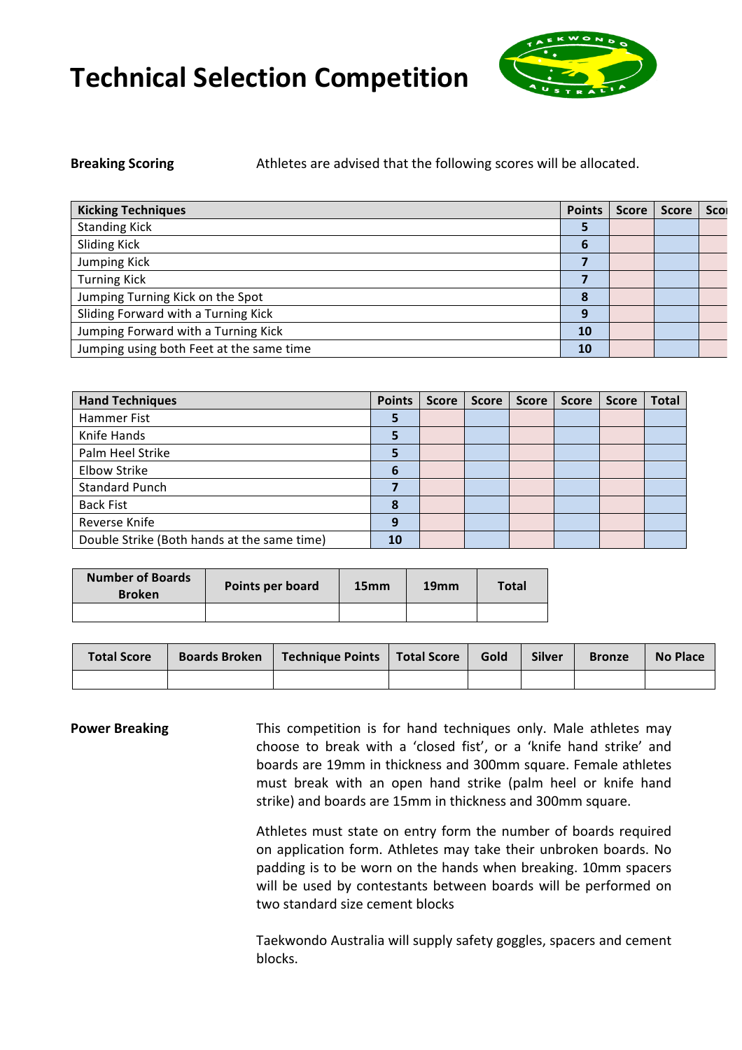# Technical Selection Competition

**Breaking Scoring** Athletes are advised that the following scores will be allocated.

| Kicking Techniques | Points | Score | Score | Scor |
|---|---|---|---|---|
| Standing Kick | **5** | | | |
| Sliding Kick | **6** | | | |
| Jumping Kick | **7** | | | |
| Turning Kick | **7** | | | |
| Jumping Turning Kick on the Spot | **8** | | | |
| Sliding Forward with a Turning Kick | **9** | | | |
| Jumping Forward with a Turning Kick | **10** | | | |
| Jumping using both Feet at the same time | **10** | | | |

| Hand Techniques | Points | Score | Score | Score | Score | Score | Total |
|---|---|---|---|---|---|---|---|
| Hammer Fist | **5** | | | | | | |
| Knife Hands | **5** | | | | | | |
| Palm Heel Strike | **5** | | | | | | |
| Elbow Strike | **6** | | | | | | |
| Standard Punch | **7** | | | | | | |
| Back Fist | **8** | | | | | | |
| Reverse Knife | **9** | | | | | | |
| Double Strike (Both hands at the same time) | **10** | | | | | | |

| Number of Boards Broken | Points per board | 15mm | 19mm | Total |
|---|---|---|---|---|
| | | | | |

| Total Score | Boards Broken | Technique Points | Total Score | Gold | Silver | Bronze | No Place |
|---|---|---|---|---|---|---|---|
| | | | | | | | |

**Power Breaking**

This competition is for hand techniques only. Male athletes may choose to break with a 'closed fist', or a 'knife hand strike' and boards are 19mm in thickness and 300mm square. Female athletes must break with an open hand strike (palm heel or knife hand strike) and boards are 15mm in thickness and 300mm square.

Athletes must state on entry form the number of boards required on application form. Athletes may take their unbroken boards. No padding is to be worn on the hands when breaking. 10mm spacers will be used by contestants between boards will be performed on two standard size cement blocks

Taekwondo Australia will supply safety goggles, spacers and cement blocks.